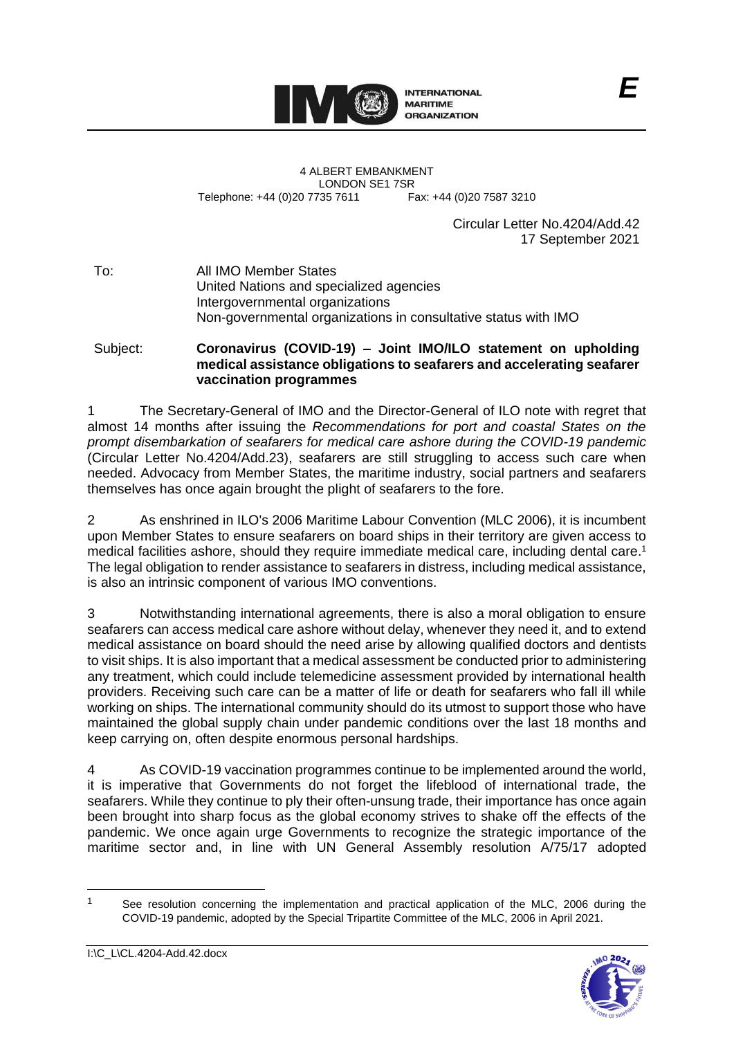INTERNATIONAL MARITIME ORGANIZATION

E

4 ALBERT EMBANKMENT
LONDON SE1 7SR
Telephone: +44 (0)20 7735 7611 Fax: +44 (0)20 7587 3210

Circular Letter No.4204/Add.42
17 September 2021

To: All IMO Member States
United Nations and specialized agencies
Intergovernmental organizations
Non-governmental organizations in consultative status with IMO

Subject: **Coronavirus (COVID-19) – Joint IMO/ILO statement on upholding medical assistance obligations to seafarers and accelerating seafarer vaccination programmes**

1 The Secretary-General of IMO and the Director-General of ILO note with regret that almost 14 months after issuing the *Recommendations for port and coastal States on the prompt disembarkation of seafarers for medical care ashore during the COVID-19 pandemic* (Circular Letter No.4204/Add.23), seafarers are still struggling to access such care when needed. Advocacy from Member States, the maritime industry, social partners and seafarers themselves has once again brought the plight of seafarers to the fore.

2 As enshrined in ILO's 2006 Maritime Labour Convention (MLC 2006), it is incumbent upon Member States to ensure seafarers on board ships in their territory are given access to medical facilities ashore, should they require immediate medical care, including dental care.[1] The legal obligation to render assistance to seafarers in distress, including medical assistance, is also an intrinsic component of various IMO conventions.

3 Notwithstanding international agreements, there is also a moral obligation to ensure seafarers can access medical care ashore without delay, whenever they need it, and to extend medical assistance on board should the need arise by allowing qualified doctors and dentists to visit ships. It is also important that a medical assessment be conducted prior to administering any treatment, which could include telemedicine assessment provided by international health providers. Receiving such care can be a matter of life or death for seafarers who fall ill while working on ships. The international community should do its utmost to support those who have maintained the global supply chain under pandemic conditions over the last 18 months and keep carrying on, often despite enormous personal hardships.

4 As COVID-19 vaccination programmes continue to be implemented around the world, it is imperative that Governments do not forget the lifeblood of international trade, the seafarers. While they continue to ply their often-unsung trade, their importance has once again been brought into sharp focus as the global economy strives to shake off the effects of the pandemic. We once again urge Governments to recognize the strategic importance of the maritime sector and, in line with UN General Assembly resolution A/75/17 adopted

[1] See resolution concerning the implementation and practical application of the MLC, 2006 during the COVID-19 pandemic, adopted by the Special Tripartite Committee of the MLC, 2006 in April 2021.

I:\C_L\CL.4204-Add.42.docx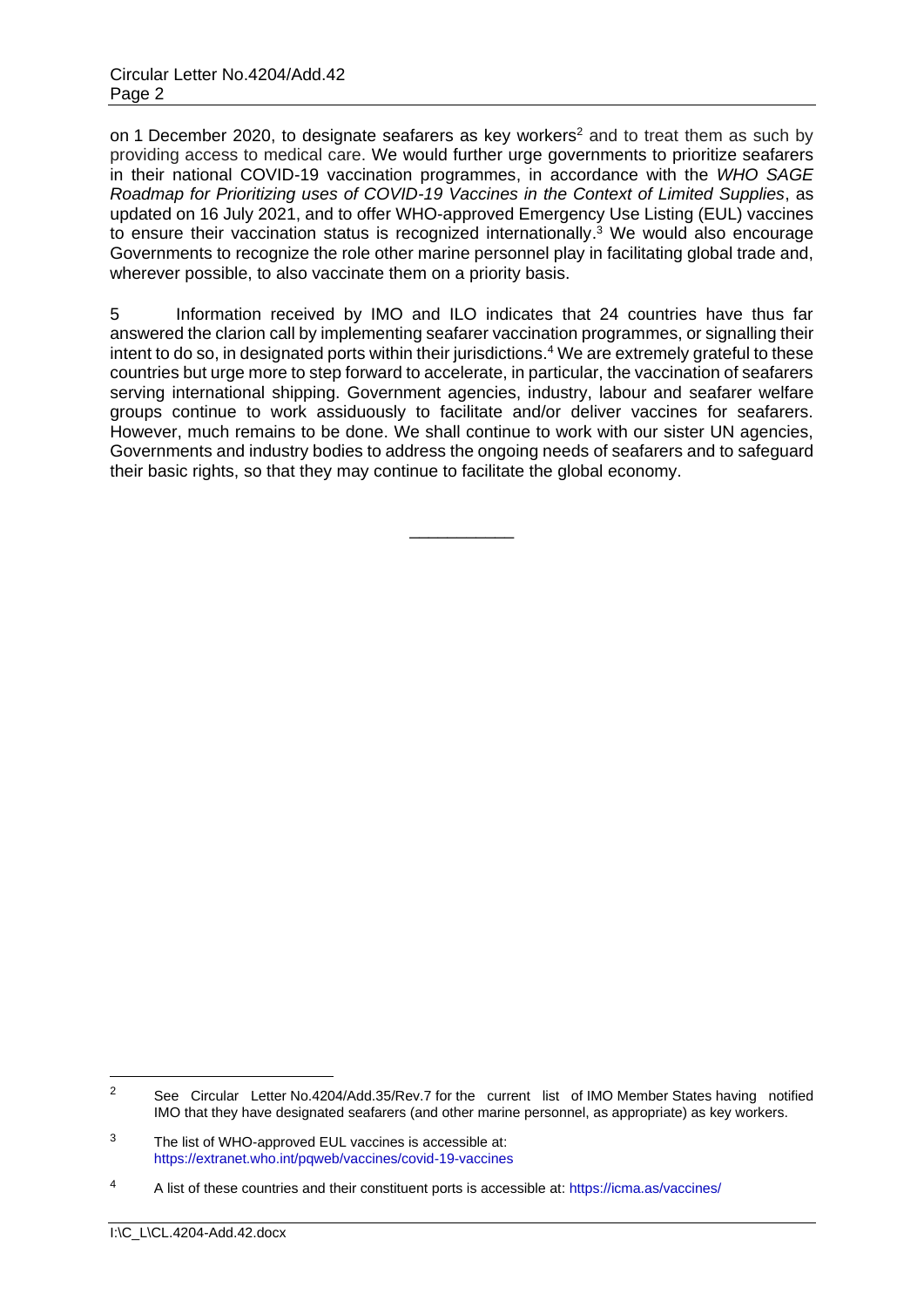on 1 December 2020, to designate seafarers as key workers[2] and to treat them as such by providing access to medical care. We would further urge governments to prioritize seafarers in their national COVID-19 vaccination programmes, in accordance with the *WHO SAGE Roadmap for Prioritizing uses of COVID-19 Vaccines in the Context of Limited Supplies*, as updated on 16 July 2021, and to offer WHO-approved Emergency Use Listing (EUL) vaccines to ensure their vaccination status is recognized internationally.[3] We would also encourage Governments to recognize the role other marine personnel play in facilitating global trade and, wherever possible, to also vaccinate them on a priority basis.

5 Information received by IMO and ILO indicates that 24 countries have thus far answered the clarion call by implementing seafarer vaccination programmes, or signalling their intent to do so, in designated ports within their jurisdictions.[4] We are extremely grateful to these countries but urge more to step forward to accelerate, in particular, the vaccination of seafarers serving international shipping. Government agencies, industry, labour and seafarer welfare groups continue to work assiduously to facilitate and/or deliver vaccines for seafarers. However, much remains to be done. We shall continue to work with our sister UN agencies, Governments and industry bodies to address the ongoing needs of seafarers and to safeguard their basic rights, so that they may continue to facilitate the global economy.

\_\_\_\_\_\_\_\_\_\_\_

[2] See Circular Letter No.4204/Add.35/Rev.7 for the current list of IMO Member States having notified IMO that they have designated seafarers (and other marine personnel, as appropriate) as key workers.

[3] The list of WHO-approved EUL vaccines is accessible at: https://extranet.who.int/pqweb/vaccines/covid-19-vaccines

[4] A list of these countries and their constituent ports is accessible at: https://icma.as/vaccines/